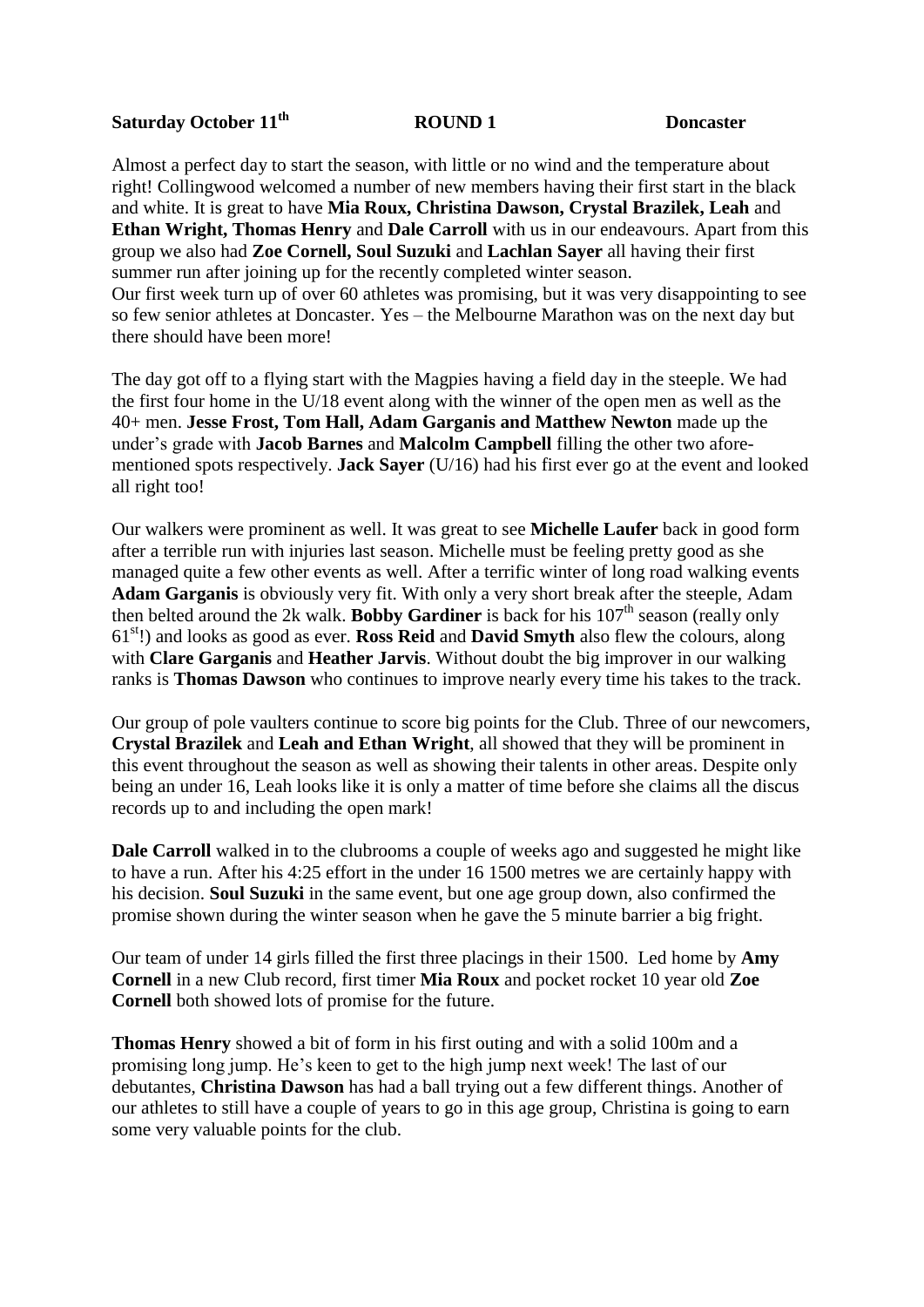**Saturday October 11th** **ROUND 1** **Doncaster**

Almost a perfect day to start the season, with little or no wind and the temperature about right! Collingwood welcomed a number of new members having their first start in the black and white. It is great to have **Mia Roux, Christina Dawson, Crystal Brazilek, Leah** and **Ethan Wright, Thomas Henry** and **Dale Carroll** with us in our endeavours. Apart from this group we also had **Zoe Cornell, Soul Suzuki** and **Lachlan Sayer** all having their first summer run after joining up for the recently completed winter season.
Our first week turn up of over 60 athletes was promising, but it was very disappointing to see so few senior athletes at Doncaster. Yes – the Melbourne Marathon was on the next day but there should have been more!

The day got off to a flying start with the Magpies having a field day in the steeple. We had the first four home in the U/18 event along with the winner of the open men as well as the 40+ men. **Jesse Frost, Tom Hall, Adam Garganis and Matthew Newton** made up the under's grade with **Jacob Barnes** and **Malcolm Campbell** filling the other two afore-mentioned spots respectively. **Jack Sayer** (U/16) had his first ever go at the event and looked all right too!

Our walkers were prominent as well. It was great to see **Michelle Laufer** back in good form after a terrible run with injuries last season. Michelle must be feeling pretty good as she managed quite a few other events as well. After a terrific winter of long road walking events **Adam Garganis** is obviously very fit. With only a very short break after the steeple, Adam then belted around the 2k walk. **Bobby Gardiner** is back for his 107th season (really only 61st!) and looks as good as ever. **Ross Reid** and **David Smyth** also flew the colours, along with **Clare Garganis** and **Heather Jarvis**. Without doubt the big improver in our walking ranks is **Thomas Dawson** who continues to improve nearly every time his takes to the track.

Our group of pole vaulters continue to score big points for the Club. Three of our newcomers, **Crystal Brazilek** and **Leah and Ethan Wright**, all showed that they will be prominent in this event throughout the season as well as showing their talents in other areas. Despite only being an under 16, Leah looks like it is only a matter of time before she claims all the discus records up to and including the open mark!

**Dale Carroll** walked in to the clubrooms a couple of weeks ago and suggested he might like to have a run. After his 4:25 effort in the under 16 1500 metres we are certainly happy with his decision. **Soul Suzuki** in the same event, but one age group down, also confirmed the promise shown during the winter season when he gave the 5 minute barrier a big fright.

Our team of under 14 girls filled the first three placings in their 1500. Led home by **Amy Cornell** in a new Club record, first timer **Mia Roux** and pocket rocket 10 year old **Zoe Cornell** both showed lots of promise for the future.

**Thomas Henry** showed a bit of form in his first outing and with a solid 100m and a promising long jump. He's keen to get to the high jump next week! The last of our debutantes, **Christina Dawson** has had a ball trying out a few different things. Another of our athletes to still have a couple of years to go in this age group, Christina is going to earn some very valuable points for the club.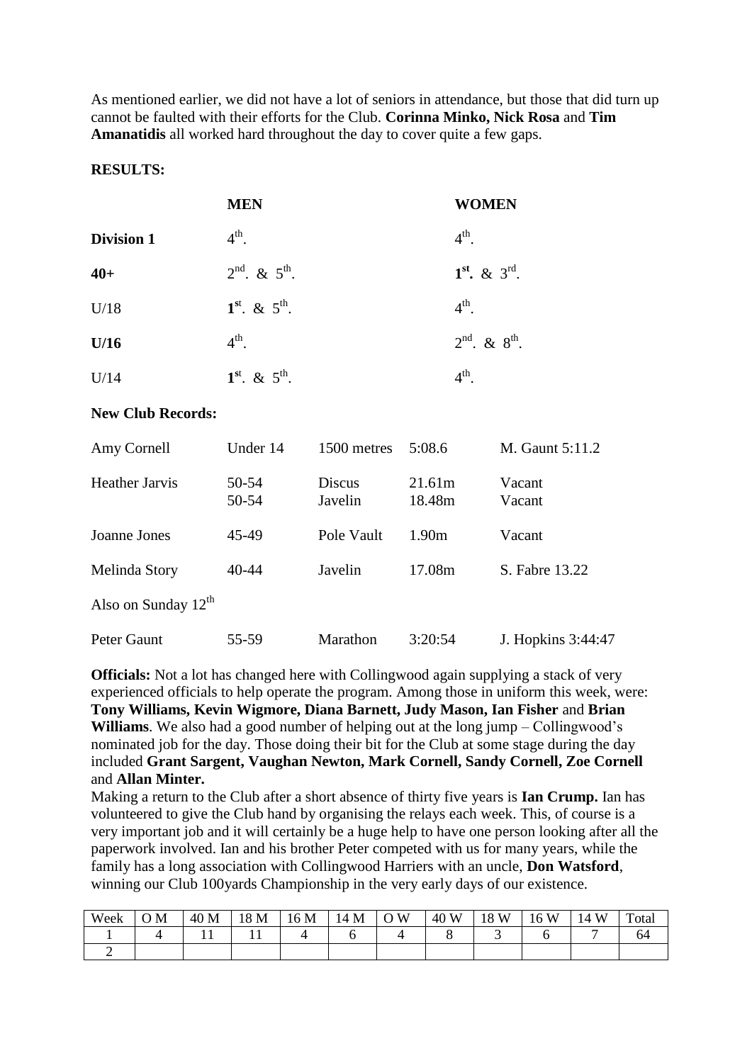As mentioned earlier, we did not have a lot of seniors in attendance, but those that did turn up cannot be faulted with their efforts for the Club. **Corinna Minko, Nick Rosa** and **Tim Amanatidis** all worked hard throughout the day to cover quite a few gaps.

**RESULTS:**

| | MEN | WOMEN |
|---|---|---|
| **Division 1** | 4th. | 4th. |
| **40+** | 2nd. & 5th. | **1st.** & 3rd. |
| U/18 | **1st**. & 5th. | 4th. |
| **U/16** | 4th. | 2nd. & 8th. |
| U/14 | **1st**. & 5th. | 4th. |

**New Club Records:**

| | | | | |
|---|---|---|---|---|
| Amy Cornell | Under 14 | 1500 metres | 5:08.6 | M. Gaunt 5:11.2 |
| Heather Jarvis | 50-54 | Discus | 21.61m | Vacant |
| | 50-54 | Javelin | 18.48m | Vacant |
| Joanne Jones | 45-49 | Pole Vault | 1.90m | Vacant |
| Melinda Story | 40-44 | Javelin | 17.08m | S. Fabre 13.22 |
| Also on Sunday 12th | | | | |
| Peter Gaunt | 55-59 | Marathon | 3:20:54 | J. Hopkins 3:44:47 |

**Officials:** Not a lot has changed here with Collingwood again supplying a stack of very experienced officials to help operate the program. Among those in uniform this week, were: **Tony Williams, Kevin Wigmore, Diana Barnett, Judy Mason, Ian Fisher** and **Brian Williams**. We also had a good number of helping out at the long jump – Collingwood's nominated job for the day. Those doing their bit for the Club at some stage during the day included **Grant Sargent, Vaughan Newton, Mark Cornell, Sandy Cornell, Zoe Cornell** and **Allan Minter.**

Making a return to the Club after a short absence of thirty five years is **Ian Crump.** Ian has volunteered to give the Club hand by organising the relays each week. This, of course is a very important job and it will certainly be a huge help to have one person looking after all the paperwork involved. Ian and his brother Peter competed with us for many years, while the family has a long association with Collingwood Harriers with an uncle, **Don Watsford**, winning our Club 100yards Championship in the very early days of our existence.

| Week | O M | 40 M | 18 M | 16 M | 14 M | O W | 40 W | 18 W | 16 W | 14 W | Total |
|---|---|---|---|---|---|---|---|---|---|---|---|
| 1 | 4 | 11 | 11 | 4 | 6 | 4 | 8 | 3 | 6 | 7 | 64 |
| 2 | | | | | | | | | | | |